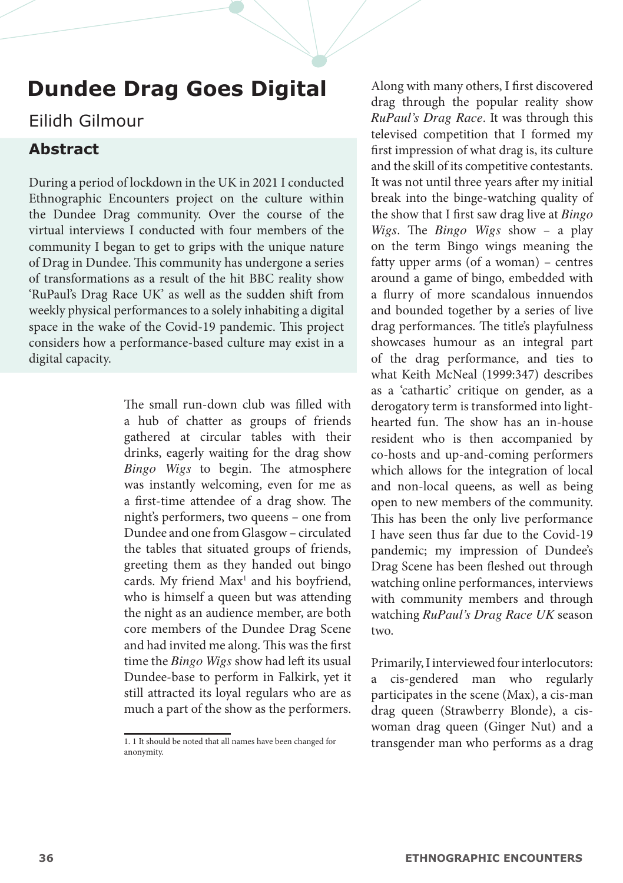# Dundee Drag Goes Digital

Eilidh Gilmour

## Abstract

During a period of lockdown in the UK in 2021 I conducted Ethnographic Encounters project on the culture within the Dundee Drag community. Over the course of the virtual interviews I conducted with four members of the community I began to get to grips with the unique nature of Drag in Dundee. This community has undergone a series of transformations as a result of the hit BBC reality show 'RuPaul's Drag Race UK' as well as the sudden shift from weekly physical performances to a solely inhabiting a digital space in the wake of the Covid-19 pandemic. This project considers how a performance-based culture may exist in a digital capacity.

The small run-down club was filled with a hub of chatter as groups of friends gathered at circular tables with their drinks, eagerly waiting for the drag show *Bingo Wigs* to begin. The atmosphere was instantly welcoming, even for me as a first-time attendee of a drag show. The night's performers, two queens – one from Dundee and one from Glasgow – circulated the tables that situated groups of friends, greeting them as they handed out bingo cards. My friend Max[1] and his boyfriend, who is himself a queen but was attending the night as an audience member, are both core members of the Dundee Drag Scene and had invited me along. This was the first time the *Bingo Wigs* show had left its usual Dundee-base to perform in Falkirk, yet it still attracted its loyal regulars who are as much a part of the show as the performers.

Along with many others, I first discovered drag through the popular reality show *RuPaul's Drag Race*. It was through this televised competition that I formed my first impression of what drag is, its culture and the skill of its competitive contestants. It was not until three years after my initial break into the binge-watching quality of the show that I first saw drag live at *Bingo Wigs*. The *Bingo Wigs* show – a play on the term Bingo wings meaning the fatty upper arms (of a woman) – centres around a game of bingo, embedded with a flurry of more scandalous innuendos and bounded together by a series of live drag performances. The title's playfulness showcases humour as an integral part of the drag performance, and ties to what Keith McNeal (1999:347) describes as a 'cathartic' critique on gender, as a derogatory term is transformed into light-hearted fun. The show has an in-house resident who is then accompanied by co-hosts and up-and-coming performers which allows for the integration of local and non-local queens, as well as being open to new members of the community. This has been the only live performance I have seen thus far due to the Covid-19 pandemic; my impression of Dundee's Drag Scene has been fleshed out through watching online performances, interviews with community members and through watching *RuPaul's Drag Race UK* season two.

Primarily, I interviewed four interlocutors: a cis-gendered man who regularly participates in the scene (Max), a cis-man drag queen (Strawberry Blonde), a cis-woman drag queen (Ginger Nut) and a transgender man who performs as a drag

---

1. 1 It should be noted that all names have been changed for anonymity.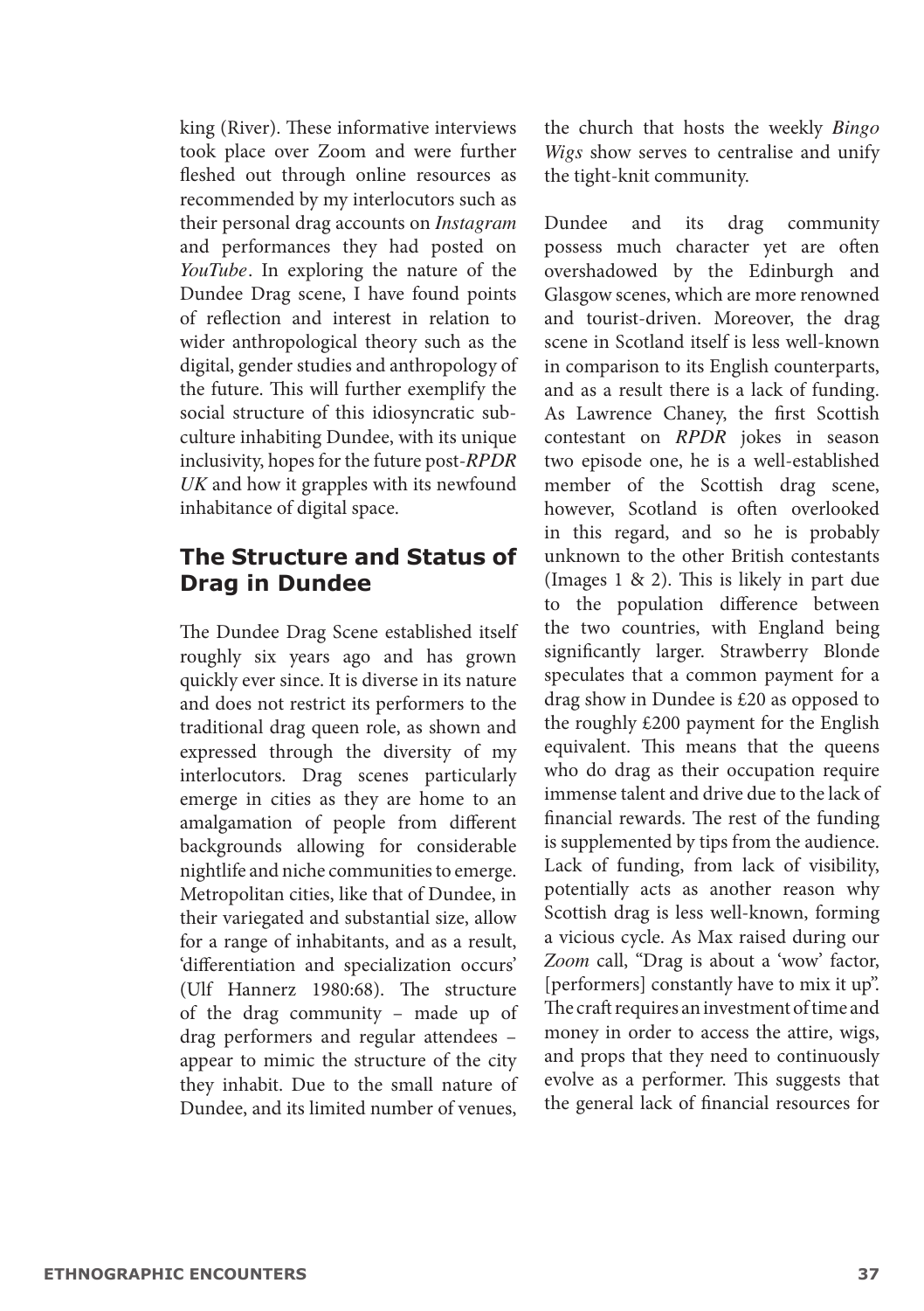king (River). These informative interviews took place over Zoom and were further fleshed out through online resources as recommended by my interlocutors such as their personal drag accounts on *Instagram* and performances they had posted on *YouTube*. In exploring the nature of the Dundee Drag scene, I have found points of reflection and interest in relation to wider anthropological theory such as the digital, gender studies and anthropology of the future. This will further exemplify the social structure of this idiosyncratic sub-culture inhabiting Dundee, with its unique inclusivity, hopes for the future post-*RPDR UK* and how it grapples with its newfound inhabitance of digital space.

## The Structure and Status of Drag in Dundee

The Dundee Drag Scene established itself roughly six years ago and has grown quickly ever since. It is diverse in its nature and does not restrict its performers to the traditional drag queen role, as shown and expressed through the diversity of my interlocutors. Drag scenes particularly emerge in cities as they are home to an amalgamation of people from different backgrounds allowing for considerable nightlife and niche communities to emerge. Metropolitan cities, like that of Dundee, in their variegated and substantial size, allow for a range of inhabitants, and as a result, 'differentiation and specialization occurs' (Ulf Hannerz 1980:68). The structure of the drag community – made up of drag performers and regular attendees – appear to mimic the structure of the city they inhabit. Due to the small nature of Dundee, and its limited number of venues, the church that hosts the weekly *Bingo Wigs* show serves to centralise and unify the tight-knit community.

Dundee and its drag community possess much character yet are often overshadowed by the Edinburgh and Glasgow scenes, which are more renowned and tourist-driven. Moreover, the drag scene in Scotland itself is less well-known in comparison to its English counterparts, and as a result there is a lack of funding. As Lawrence Chaney, the first Scottish contestant on *RPDR* jokes in season two episode one, he is a well-established member of the Scottish drag scene, however, Scotland is often overlooked in this regard, and so he is probably unknown to the other British contestants (Images 1 & 2). This is likely in part due to the population difference between the two countries, with England being significantly larger. Strawberry Blonde speculates that a common payment for a drag show in Dundee is £20 as opposed to the roughly £200 payment for the English equivalent. This means that the queens who do drag as their occupation require immense talent and drive due to the lack of financial rewards. The rest of the funding is supplemented by tips from the audience. Lack of funding, from lack of visibility, potentially acts as another reason why Scottish drag is less well-known, forming a vicious cycle. As Max raised during our *Zoom* call, "Drag is about a 'wow' factor, [performers] constantly have to mix it up". The craft requires an investment of time and money in order to access the attire, wigs, and props that they need to continuously evolve as a performer. This suggests that the general lack of financial resources for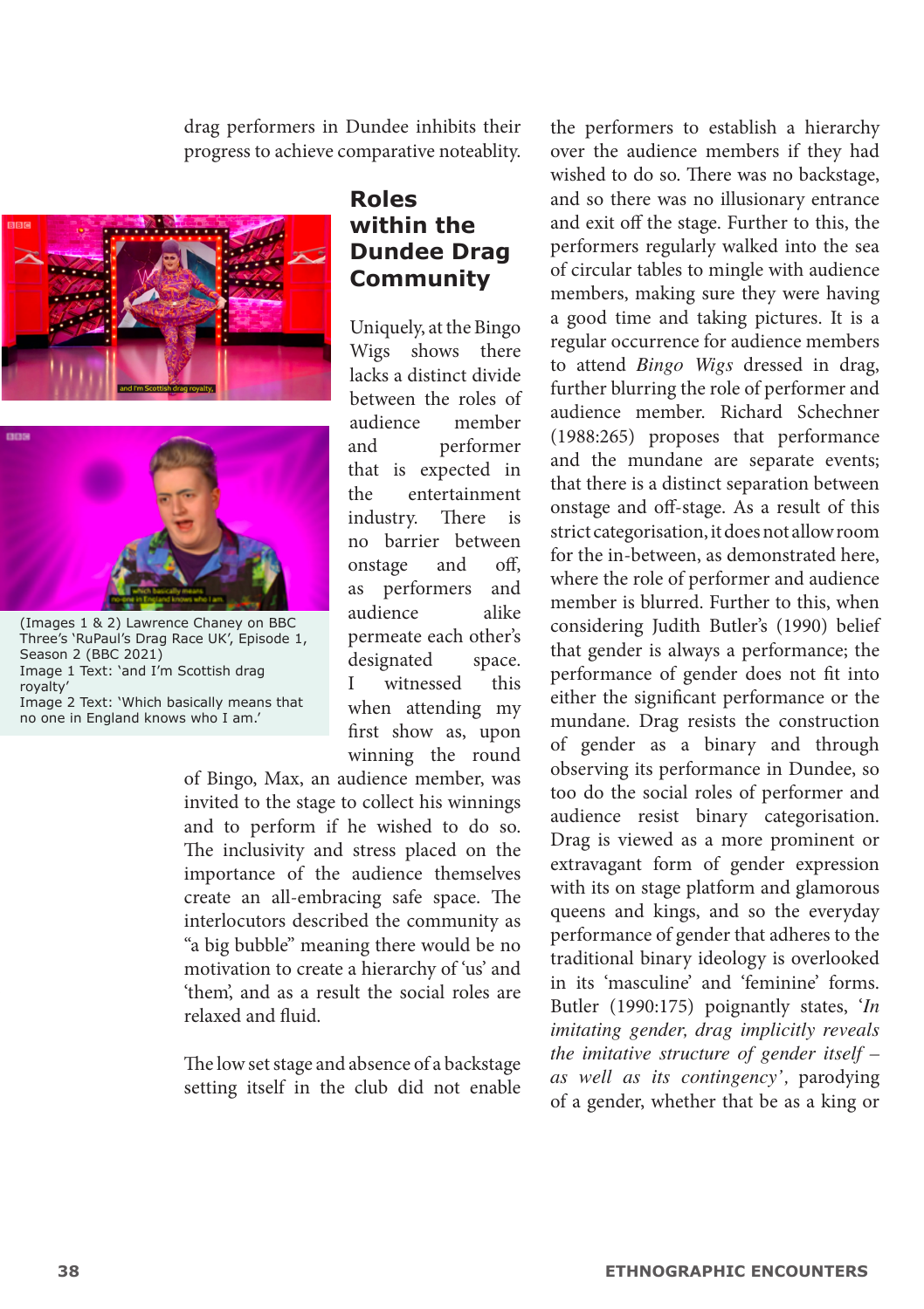drag performers in Dundee inhibits their progress to achieve comparative noteablity.

(Images 1 & 2) Lawrence Chaney on BBC Three's 'RuPaul's Drag Race UK', Episode 1, Season 2 (BBC 2021)
Image 1 Text: 'and I'm Scottish drag royalty'
Image 2 Text: 'Which basically means that no one in England knows who I am.'

## Roles within the Dundee Drag Community

Uniquely, at the Bingo Wigs shows there lacks a distinct divide between the roles of audience member and performer that is expected in the entertainment industry. There is no barrier between onstage and off, as performers and audience alike permeate each other's designated space. I witnessed this when attending my first show as, upon winning the round of Bingo, Max, an audience member, was invited to the stage to collect his winnings and to perform if he wished to do so. The inclusivity and stress placed on the importance of the audience themselves create an all-embracing safe space. The interlocutors described the community as "a big bubble" meaning there would be no motivation to create a hierarchy of 'us' and 'them', and as a result the social roles are relaxed and fluid.

The low set stage and absence of a backstage setting itself in the club did not enable the performers to establish a hierarchy over the audience members if they had wished to do so. There was no backstage, and so there was no illusionary entrance and exit off the stage. Further to this, the performers regularly walked into the sea of circular tables to mingle with audience members, making sure they were having a good time and taking pictures. It is a regular occurrence for audience members to attend *Bingo Wigs* dressed in drag, further blurring the role of performer and audience member. Richard Schechner (1988:265) proposes that performance and the mundane are separate events; that there is a distinct separation between onstage and off-stage. As a result of this strict categorisation, it does not allow room for the in-between, as demonstrated here, where the role of performer and audience member is blurred. Further to this, when considering Judith Butler's (1990) belief that gender is always a performance; the performance of gender does not fit into either the significant performance or the mundane. Drag resists the construction of gender as a binary and through observing its performance in Dundee, so too do the social roles of performer and audience resist binary categorisation. Drag is viewed as a more prominent or extravagant form of gender expression with its on stage platform and glamorous queens and kings, and so the everyday performance of gender that adheres to the traditional binary ideology is overlooked in its 'masculine' and 'feminine' forms. Butler (1990:175) poignantly states, '*In imitating gender, drag implicitly reveals the imitative structure of gender itself – as well as its contingency*', parodying of a gender, whether that be as a king or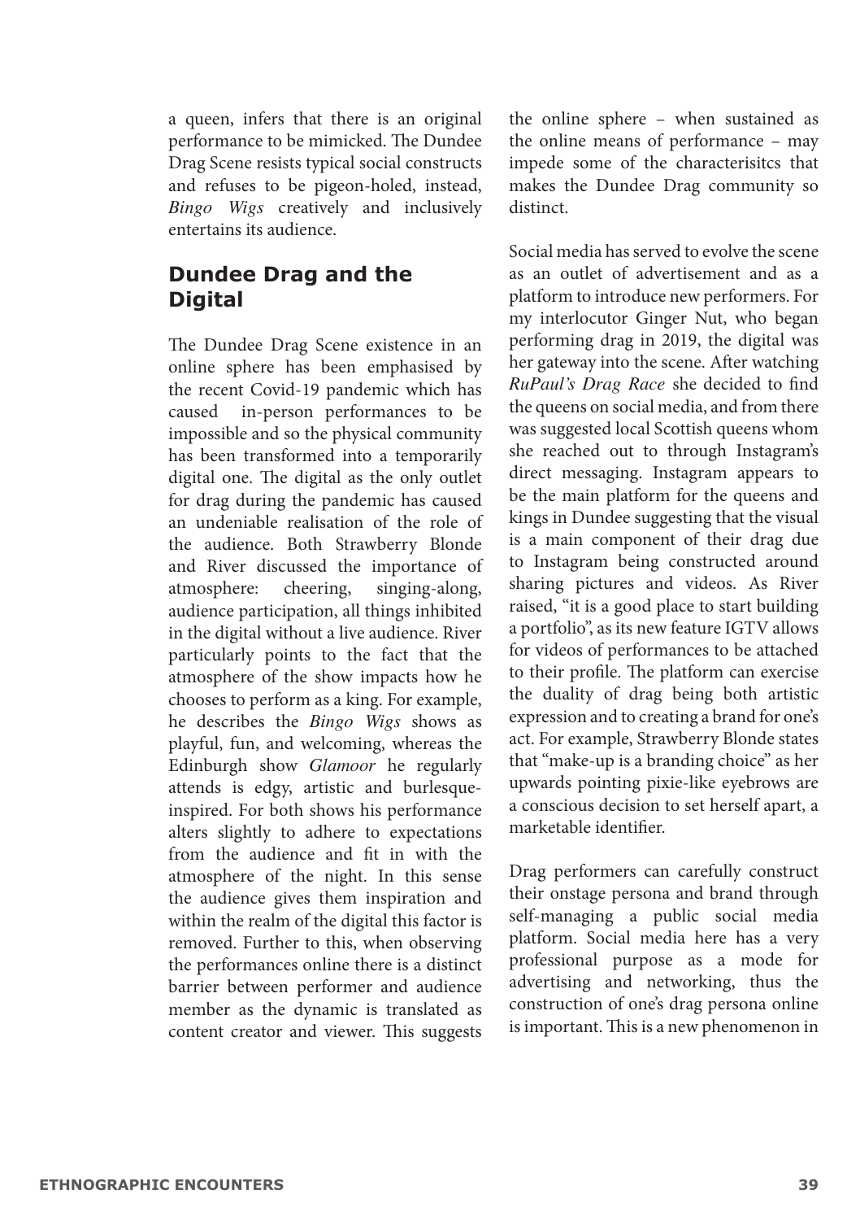a queen, infers that there is an original performance to be mimicked. The Dundee Drag Scene resists typical social constructs and refuses to be pigeon-holed, instead, *Bingo Wigs* creatively and inclusively entertains its audience.

## Dundee Drag and the Digital

The Dundee Drag Scene existence in an online sphere has been emphasised by the recent Covid-19 pandemic which has caused in-person performances to be impossible and so the physical community has been transformed into a temporarily digital one. The digital as the only outlet for drag during the pandemic has caused an undeniable realisation of the role of the audience. Both Strawberry Blonde and River discussed the importance of atmosphere: cheering, singing-along, audience participation, all things inhibited in the digital without a live audience. River particularly points to the fact that the atmosphere of the show impacts how he chooses to perform as a king. For example, he describes the *Bingo Wigs* shows as playful, fun, and welcoming, whereas the Edinburgh show *Glamoor* he regularly attends is edgy, artistic and burlesque-inspired. For both shows his performance alters slightly to adhere to expectations from the audience and fit in with the atmosphere of the night. In this sense the audience gives them inspiration and within the realm of the digital this factor is removed. Further to this, when observing the performances online there is a distinct barrier between performer and audience member as the dynamic is translated as content creator and viewer. This suggests the online sphere – when sustained as the online means of performance – may impede some of the characterisitcs that makes the Dundee Drag community so distinct.

Social media has served to evolve the scene as an outlet of advertisement and as a platform to introduce new performers. For my interlocutor Ginger Nut, who began performing drag in 2019, the digital was her gateway into the scene. After watching *RuPaul's Drag Race* she decided to find the queens on social media, and from there was suggested local Scottish queens whom she reached out to through Instagram's direct messaging. Instagram appears to be the main platform for the queens and kings in Dundee suggesting that the visual is a main component of their drag due to Instagram being constructed around sharing pictures and videos. As River raised, "it is a good place to start building a portfolio", as its new feature IGTV allows for videos of performances to be attached to their profile. The platform can exercise the duality of drag being both artistic expression and to creating a brand for one's act. For example, Strawberry Blonde states that "make-up is a branding choice" as her upwards pointing pixie-like eyebrows are a conscious decision to set herself apart, a marketable identifier.

Drag performers can carefully construct their onstage persona and brand through self-managing a public social media platform. Social media here has a very professional purpose as a mode for advertising and networking, thus the construction of one's drag persona online is important. This is a new phenomenon in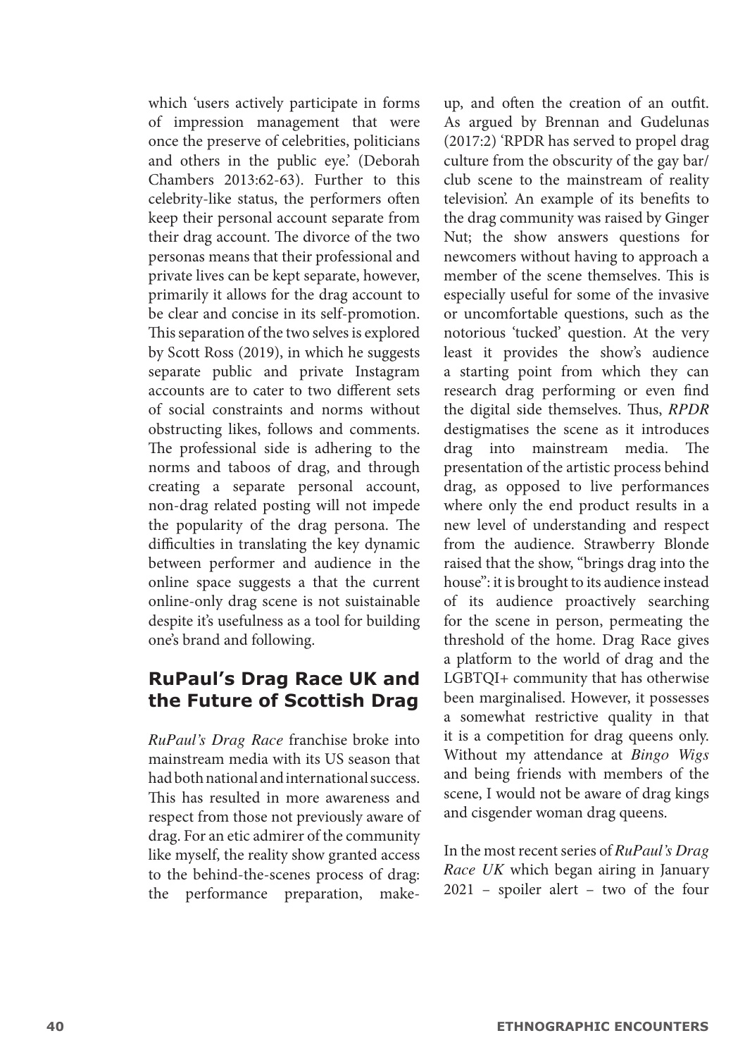which 'users actively participate in forms of impression management that were once the preserve of celebrities, politicians and others in the public eye.' (Deborah Chambers 2013:62-63). Further to this celebrity-like status, the performers often keep their personal account separate from their drag account. The divorce of the two personas means that their professional and private lives can be kept separate, however, primarily it allows for the drag account to be clear and concise in its self-promotion. This separation of the two selves is explored by Scott Ross (2019), in which he suggests separate public and private Instagram accounts are to cater to two different sets of social constraints and norms without obstructing likes, follows and comments. The professional side is adhering to the norms and taboos of drag, and through creating a separate personal account, non-drag related posting will not impede the popularity of the drag persona. The difficulties in translating the key dynamic between performer and audience in the online space suggests a that the current online-only drag scene is not suistainable despite it's usefulness as a tool for building one's brand and following.

## RuPaul's Drag Race UK and the Future of Scottish Drag

*RuPaul's Drag Race* franchise broke into mainstream media with its US season that had both national and international success. This has resulted in more awareness and respect from those not previously aware of drag. For an etic admirer of the community like myself, the reality show granted access to the behind-the-scenes process of drag: the performance preparation, make-up, and often the creation of an outfit. As argued by Brennan and Gudelunas (2017:2) 'RPDR has served to propel drag culture from the obscurity of the gay bar/club scene to the mainstream of reality television'. An example of its benefits to the drag community was raised by Ginger Nut; the show answers questions for newcomers without having to approach a member of the scene themselves. This is especially useful for some of the invasive or uncomfortable questions, such as the notorious 'tucked' question. At the very least it provides the show's audience a starting point from which they can research drag performing or even find the digital side themselves. Thus, *RPDR* destigmatises the scene as it introduces drag into mainstream media. The presentation of the artistic process behind drag, as opposed to live performances where only the end product results in a new level of understanding and respect from the audience. Strawberry Blonde raised that the show, "brings drag into the house": it is brought to its audience instead of its audience proactively searching for the scene in person, permeating the threshold of the home. Drag Race gives a platform to the world of drag and the LGBTQI+ community that has otherwise been marginalised. However, it possesses a somewhat restrictive quality in that it is a competition for drag queens only. Without my attendance at *Bingo Wigs* and being friends with members of the scene, I would not be aware of drag kings and cisgender woman drag queens.

In the most recent series of *RuPaul's Drag Race UK* which began airing in January 2021 – spoiler alert – two of the four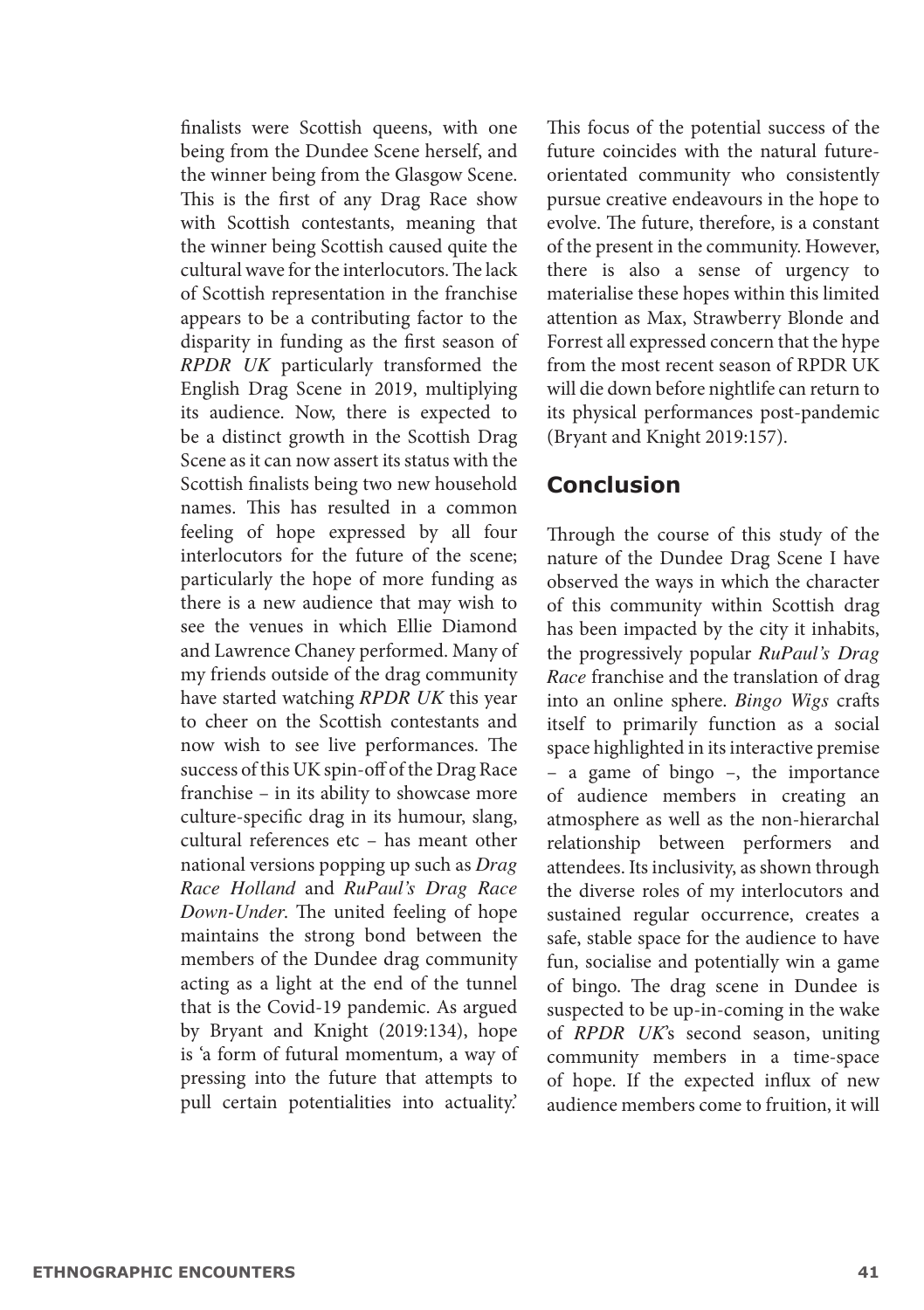finalists were Scottish queens, with one being from the Dundee Scene herself, and the winner being from the Glasgow Scene. This is the first of any Drag Race show with Scottish contestants, meaning that the winner being Scottish caused quite the cultural wave for the interlocutors. The lack of Scottish representation in the franchise appears to be a contributing factor to the disparity in funding as the first season of *RPDR UK* particularly transformed the English Drag Scene in 2019, multiplying its audience. Now, there is expected to be a distinct growth in the Scottish Drag Scene as it can now assert its status with the Scottish finalists being two new household names. This has resulted in a common feeling of hope expressed by all four interlocutors for the future of the scene; particularly the hope of more funding as there is a new audience that may wish to see the venues in which Ellie Diamond and Lawrence Chaney performed. Many of my friends outside of the drag community have started watching *RPDR UK* this year to cheer on the Scottish contestants and now wish to see live performances. The success of this UK spin-off of the Drag Race franchise – in its ability to showcase more culture-specific drag in its humour, slang, cultural references etc – has meant other national versions popping up such as *Drag Race Holland* and *RuPaul's Drag Race Down-Under*. The united feeling of hope maintains the strong bond between the members of the Dundee drag community acting as a light at the end of the tunnel that is the Covid-19 pandemic. As argued by Bryant and Knight (2019:134), hope is 'a form of futural momentum, a way of pressing into the future that attempts to pull certain potentialities into actuality.' This focus of the potential success of the future coincides with the natural future-orientated community who consistently pursue creative endeavours in the hope to evolve. The future, therefore, is a constant of the present in the community. However, there is also a sense of urgency to materialise these hopes within this limited attention as Max, Strawberry Blonde and Forrest all expressed concern that the hype from the most recent season of RPDR UK will die down before nightlife can return to its physical performances post-pandemic (Bryant and Knight 2019:157).

## Conclusion

Through the course of this study of the nature of the Dundee Drag Scene I have observed the ways in which the character of this community within Scottish drag has been impacted by the city it inhabits, the progressively popular *RuPaul's Drag Race* franchise and the translation of drag into an online sphere. *Bingo Wigs* crafts itself to primarily function as a social space highlighted in its interactive premise – a game of bingo –, the importance of audience members in creating an atmosphere as well as the non-hierarchal relationship between performers and attendees. Its inclusivity, as shown through the diverse roles of my interlocutors and sustained regular occurrence, creates a safe, stable space for the audience to have fun, socialise and potentially win a game of bingo. The drag scene in Dundee is suspected to be up-in-coming in the wake of *RPDR UK*'s second season, uniting community members in a time-space of hope. If the expected influx of new audience members come to fruition, it will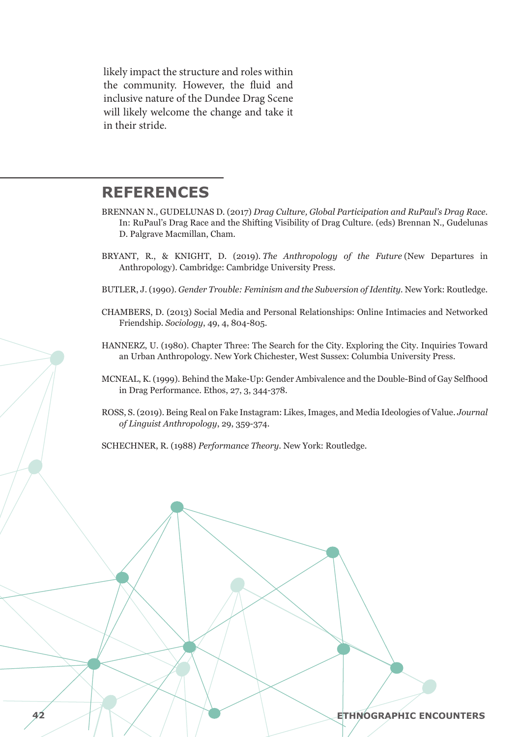likely impact the structure and roles within the community. However, the fluid and inclusive nature of the Dundee Drag Scene will likely welcome the change and take it in their stride.

## REFERENCES

BRENNAN N., GUDELUNAS D. (2017) *Drag Culture, Global Participation and RuPaul's Drag Race*. In: RuPaul's Drag Race and the Shifting Visibility of Drag Culture. (eds) Brennan N., Gudelunas D. Palgrave Macmillan, Cham.

BRYANT, R., & KNIGHT, D. (2019). *The Anthropology of the Future* (New Departures in Anthropology). Cambridge: Cambridge University Press.

BUTLER, J. (1990). *Gender Trouble: Feminism and the Subversion of Identity*. New York: Routledge.

CHAMBERS, D. (2013) Social Media and Personal Relationships: Online Intimacies and Networked Friendship. *Sociology*, 49, 4, 804-805.

HANNERZ, U. (1980). Chapter Three: The Search for the City. Exploring the City. Inquiries Toward an Urban Anthropology. New York Chichester, West Sussex: Columbia University Press.

MCNEAL, K. (1999). Behind the Make-Up: Gender Ambivalence and the Double-Bind of Gay Selfhood in Drag Performance. Ethos, 27, 3, 344-378.

ROSS, S. (2019). Being Real on Fake Instagram: Likes, Images, and Media Ideologies of Value. *Journal of Linguist Anthropology*, 29, 359-374.

SCHECHNER, R. (1988) *Performance Theory*. New York: Routledge.